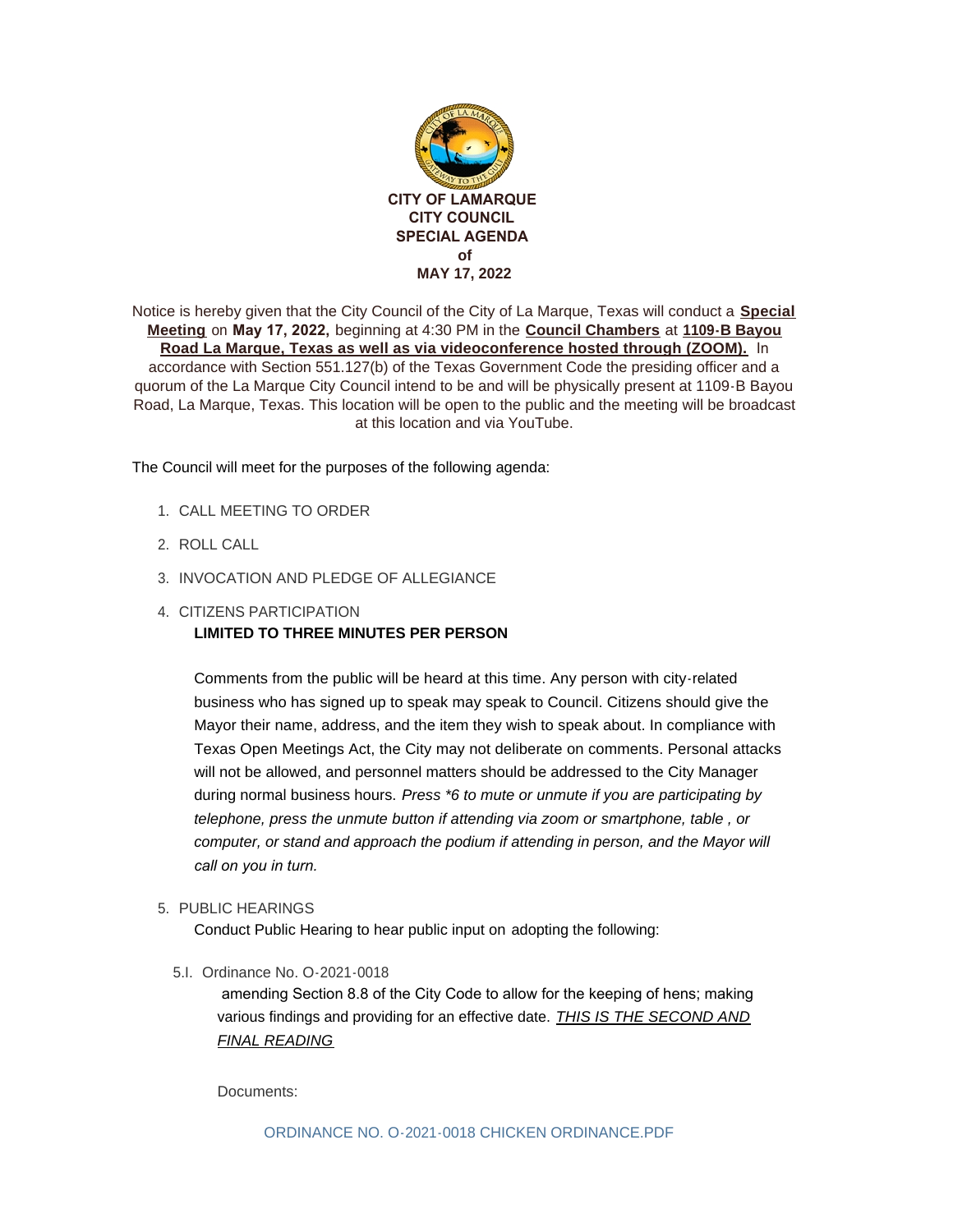# CITY OF LAMARQUE
# CITY COUNCIL
# SPECIAL AGENDA
# of
# MAY 17, 2022

Notice is hereby given that the City Council of the City of La Marque, Texas will conduct a **Special Meeting** on **May 17, 2022,** beginning at 4:30 PM in the **Council Chambers** at **1109-B Bayou Road La Marque, Texas as well as via videoconference hosted through (ZOOM).** In accordance with Section 551.127(b) of the Texas Government Code the presiding officer and a quorum of the La Marque City Council intend to be and will be physically present at 1109-B Bayou Road, La Marque, Texas. This location will be open to the public and the meeting will be broadcast at this location and via YouTube.

The Council will meet for the purposes of the following agenda:

1. CALL MEETING TO ORDER
2. ROLL CALL
3. INVOCATION AND PLEDGE OF ALLEGIANCE
4. CITIZENS PARTICIPATION

   **LIMITED TO THREE MINUTES PER PERSON**

   Comments from the public will be heard at this time. Any person with city-related business who has signed up to speak may speak to Council. Citizens should give the Mayor their name, address, and the item they wish to speak about. In compliance with Texas Open Meetings Act, the City may not deliberate on comments. Personal attacks will not be allowed, and personnel matters should be addressed to the City Manager during normal business hours. *Press *6 to mute or unmute if you are participating by telephone, press the unmute button if attending via zoom or smartphone, table , or computer, or stand and approach the podium if attending in person, and the Mayor will call on you in turn.*

5. PUBLIC HEARINGS

   Conduct Public Hearing to hear public input on adopting the following:

   5.I. Ordinance No. O-2021-0018

   amending Section 8.8 of the City Code to allow for the keeping of hens; making various findings and providing for an effective date. *THIS IS THE SECOND AND FINAL READING*

   Documents:

   ORDINANCE NO. O-2021-0018 CHICKEN ORDINANCE.PDF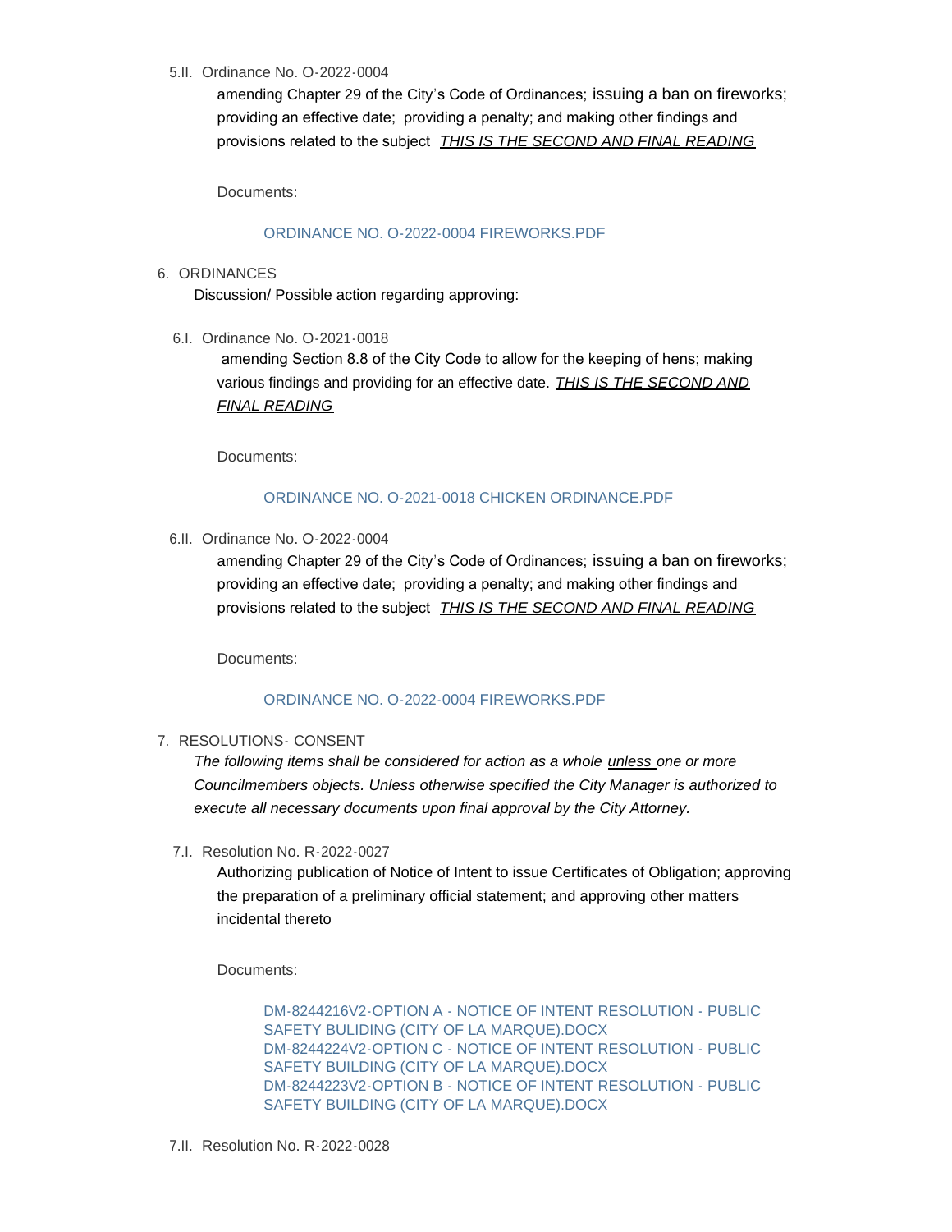5.II. Ordinance No. O-2022-0004

amending Chapter 29 of the City's Code of Ordinances; issuing a ban on fireworks; providing an effective date; providing a penalty; and making other findings and provisions related to the subject *THIS IS THE SECOND AND FINAL READING*

Documents:

ORDINANCE NO. O-2022-0004 FIREWORKS.PDF

6. ORDINANCES

Discussion/ Possible action regarding approving:

6.I. Ordinance No. O-2021-0018

amending Section 8.8 of the City Code to allow for the keeping of hens; making various findings and providing for an effective date. *THIS IS THE SECOND AND FINAL READING*

Documents:

ORDINANCE NO. O-2021-0018 CHICKEN ORDINANCE.PDF

6.II. Ordinance No. O-2022-0004

amending Chapter 29 of the City's Code of Ordinances; issuing a ban on fireworks; providing an effective date; providing a penalty; and making other findings and provisions related to the subject *THIS IS THE SECOND AND FINAL READING*

Documents:

ORDINANCE NO. O-2022-0004 FIREWORKS.PDF

7. RESOLUTIONS- CONSENT

*The following items shall be considered for action as a whole unless one or more Councilmembers objects. Unless otherwise specified the City Manager is authorized to execute all necessary documents upon final approval by the City Attorney.*

7.I. Resolution No. R-2022-0027

Authorizing publication of Notice of Intent to issue Certificates of Obligation; approving the preparation of a preliminary official statement; and approving other matters incidental thereto

Documents:

DM-8244216V2-OPTION A - NOTICE OF INTENT RESOLUTION - PUBLIC SAFETY BULIDING (CITY OF LA MARQUE).DOCX
DM-8244224V2-OPTION C - NOTICE OF INTENT RESOLUTION - PUBLIC SAFETY BUILDING (CITY OF LA MARQUE).DOCX
DM-8244223V2-OPTION B - NOTICE OF INTENT RESOLUTION - PUBLIC SAFETY BUILDING (CITY OF LA MARQUE).DOCX

7.II. Resolution No. R-2022-0028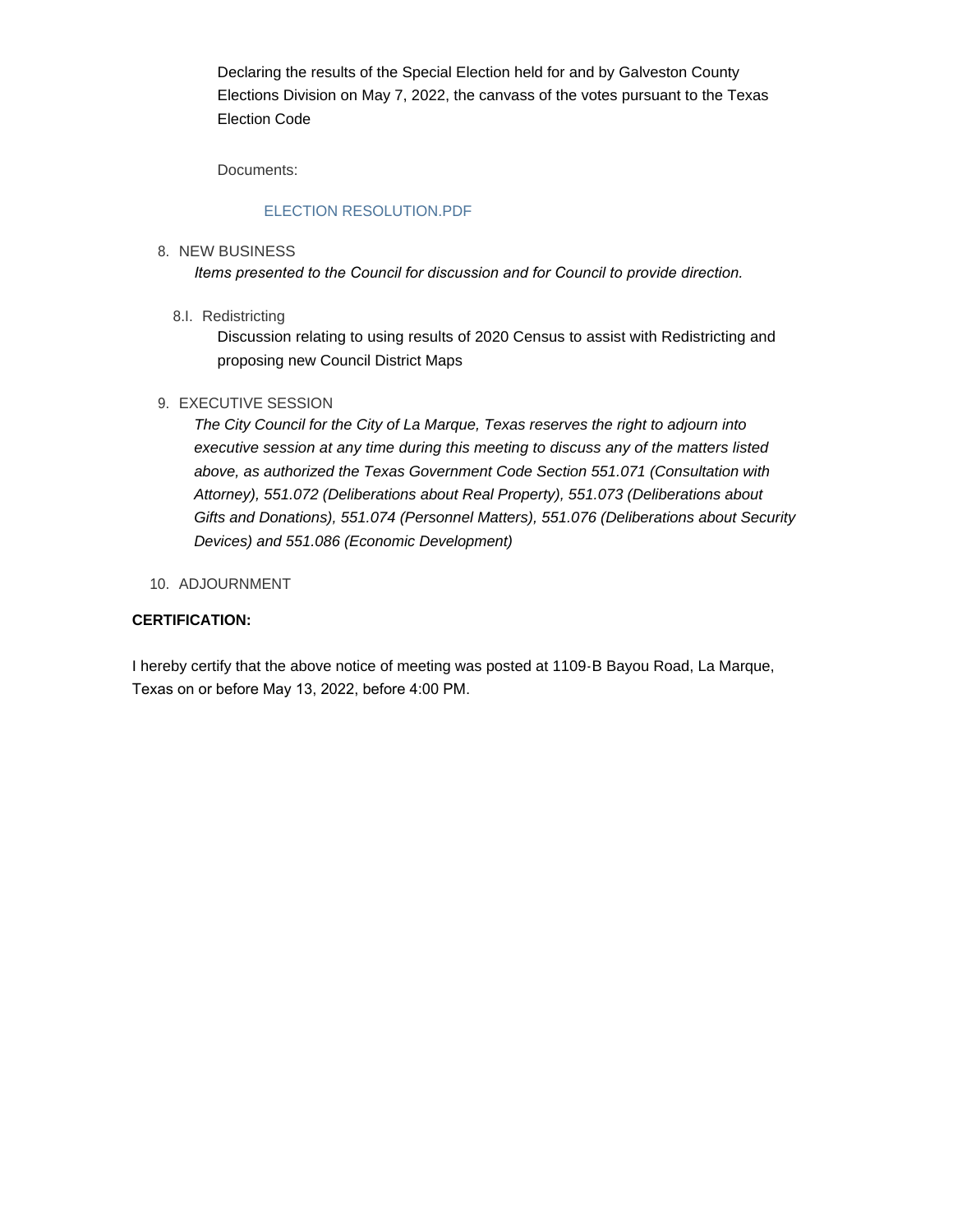Declaring the results of the Special Election held for and by Galveston County Elections Division on May 7, 2022, the canvass of the votes pursuant to the Texas Election Code

Documents:

ELECTION RESOLUTION.PDF

8. NEW BUSINESS

*Items presented to the Council for discussion and for Council to provide direction.*

8.I. Redistricting

Discussion relating to using results of 2020 Census to assist with Redistricting and proposing new Council District Maps

9. EXECUTIVE SESSION

*The City Council for the City of La Marque, Texas reserves the right to adjourn into executive session at any time during this meeting to discuss any of the matters listed above, as authorized the Texas Government Code Section 551.071 (Consultation with Attorney), 551.072 (Deliberations about Real Property), 551.073 (Deliberations about Gifts and Donations), 551.074 (Personnel Matters), 551.076 (Deliberations about Security Devices) and 551.086 (Economic Development)*

10. ADJOURNMENT

**CERTIFICATION:**

I hereby certify that the above notice of meeting was posted at 1109-B Bayou Road, La Marque, Texas on or before May 13, 2022, before 4:00 PM.